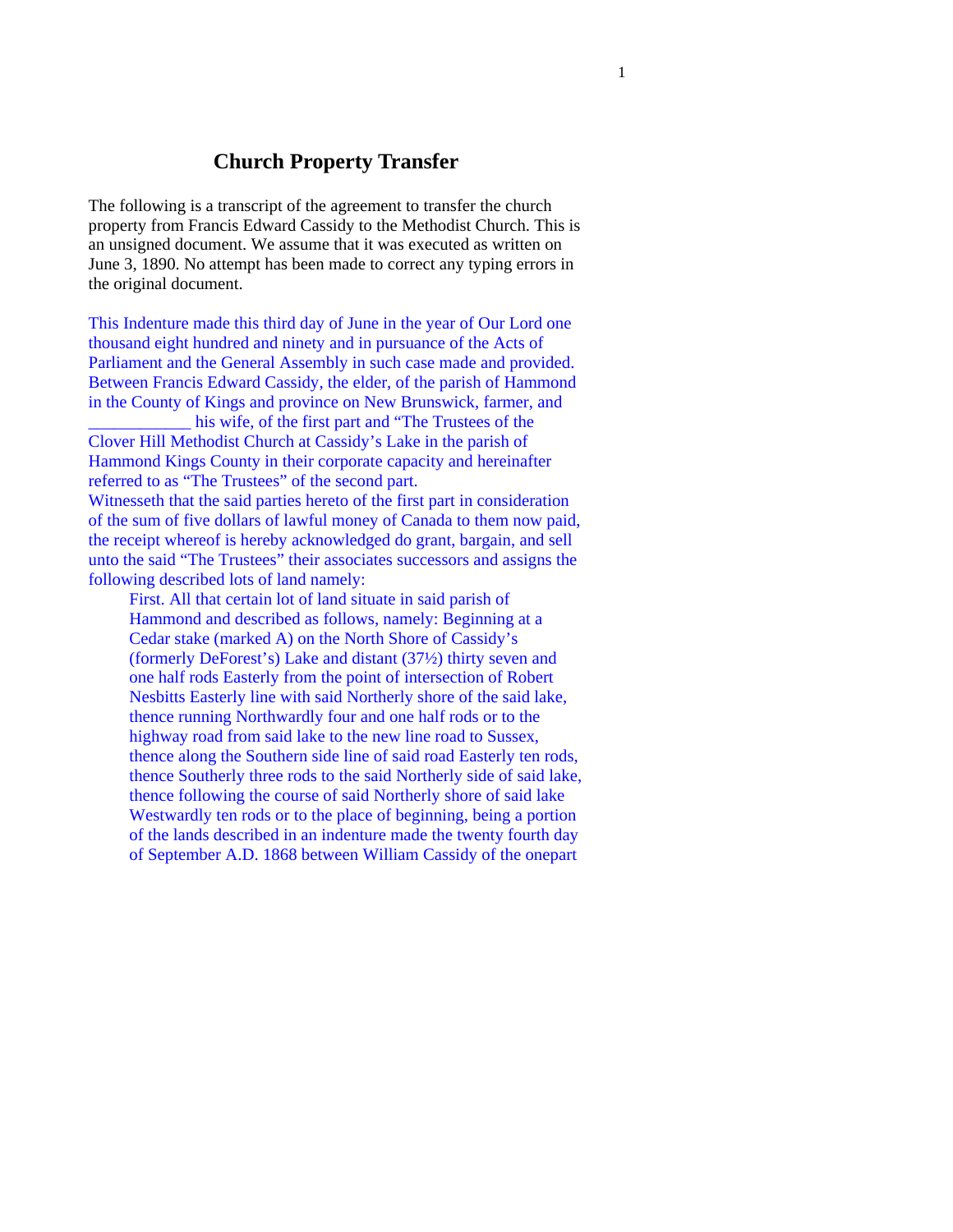# Church Property Transfer

The following is a transcript of the agreement to transfer the church property from Francis Edward Cassidy to the Methodist Church. This is an unsigned document. We assume that it was executed as written on June 3, 1890. No attempt has been made to correct any typing errors in the original document.

This Indenture made this third day of June in the year of Our Lord one thousand eight hundred and ninety and in pursuance of the Acts of Parliament and the General Assembly in such case made and provided. Between Francis Edward Cassidy, the elder, of the parish of Hammond in the County of Kings and province on New Brunswick, farmer, and ____________ his wife, of the first part and "The Trustees of the Clover Hill Methodist Church at Cassidy's Lake in the parish of Hammond Kings County in their corporate capacity and hereinafter referred to as "The Trustees" of the second part.

Witnesseth that the said parties hereto of the first part in consideration of the sum of five dollars of lawful money of Canada to them now paid, the receipt whereof is hereby acknowledged do grant, bargain, and sell unto the said "The Trustees" their associates successors and assigns the following described lots of land namely:

> First. All that certain lot of land situate in said parish of Hammond and described as follows, namely: Beginning at a Cedar stake (marked A) on the North Shore of Cassidy's (formerly DeForest's) Lake and distant (37½) thirty seven and one half rods Easterly from the point of intersection of Robert Nesbitts Easterly line with said Northerly shore of the said lake, thence running Northwardly four and one half rods or to the highway road from said lake to the new line road to Sussex, thence along the Southern side line of said road Easterly ten rods, thence Southerly three rods to the said Northerly side of said lake, thence following the course of said Northerly shore of said lake Westwardly ten rods or to the place of beginning, being a portion of the lands described in an indenture made the twenty fourth day of September A.D. 1868 between William Cassidy of the onepart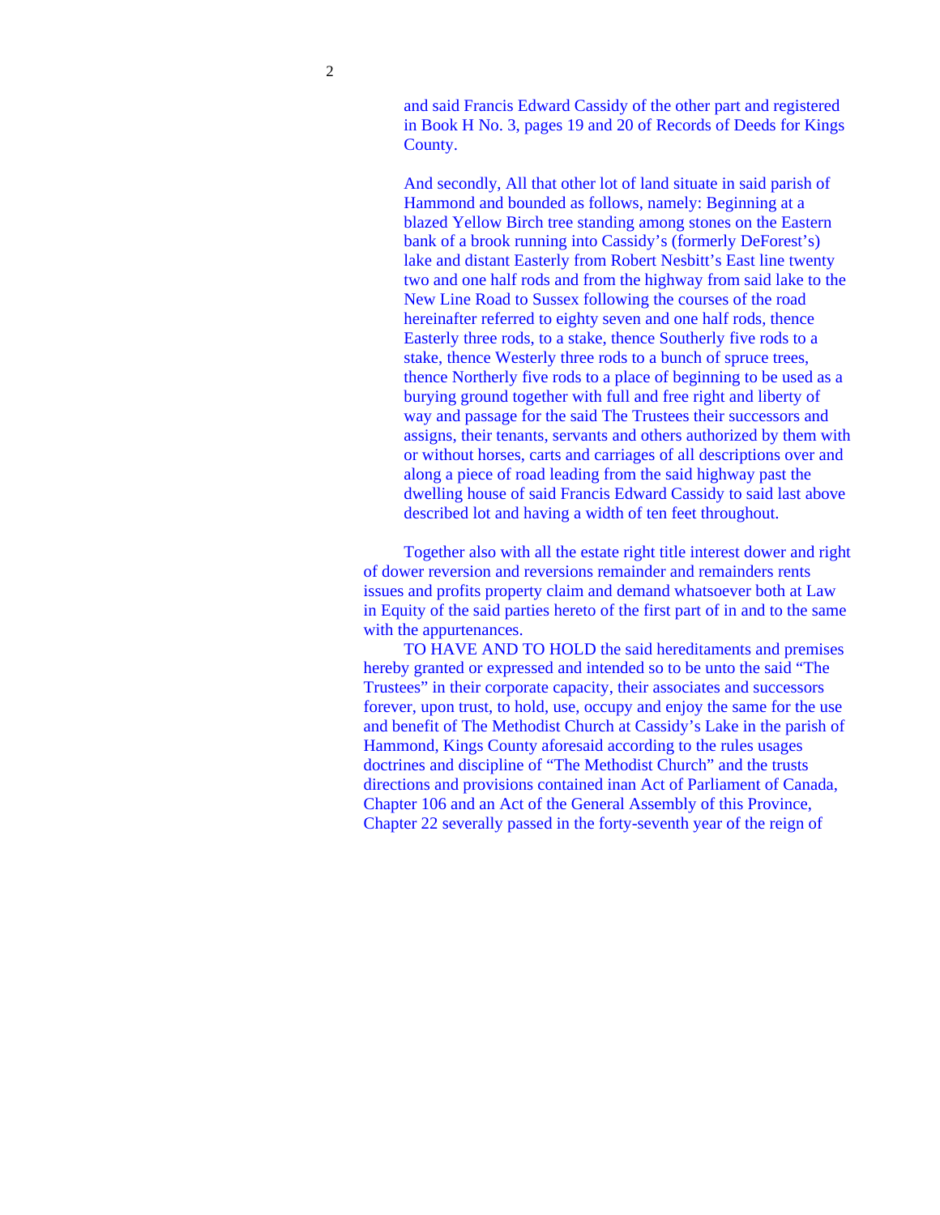and said Francis Edward Cassidy of the other part and registered in Book H No. 3, pages 19 and 20 of Records of Deeds for Kings County.

And secondly, All that other lot of land situate in said parish of Hammond and bounded as follows, namely: Beginning at a blazed Yellow Birch tree standing among stones on the Eastern bank of a brook running into Cassidy's (formerly DeForest's) lake and distant Easterly from Robert Nesbitt's East line twenty two and one half rods and from the highway from said lake to the New Line Road to Sussex following the courses of the road hereinafter referred to eighty seven and one half rods, thence Easterly three rods, to a stake, thence Southerly five rods to a stake, thence Westerly three rods to a bunch of spruce trees, thence Northerly five rods to a place of beginning to be used as a burying ground together with full and free right and liberty of way and passage for the said The Trustees their successors and assigns, their tenants, servants and others authorized by them with or without horses, carts and carriages of all descriptions over and along a piece of road leading from the said highway past the dwelling house of said Francis Edward Cassidy to said last above described lot and having a width of ten feet throughout.

Together also with all the estate right title interest dower and right of dower reversion and reversions remainder and remainders rents issues and profits property claim and demand whatsoever both at Law in Equity of the said parties hereto of the first part of in and to the same with the appurtenances.

TO HAVE AND TO HOLD the said hereditaments and premises hereby granted or expressed and intended so to be unto the said "The Trustees" in their corporate capacity, their associates and successors forever, upon trust, to hold, use, occupy and enjoy the same for the use and benefit of The Methodist Church at Cassidy's Lake in the parish of Hammond, Kings County aforesaid according to the rules usages doctrines and discipline of "The Methodist Church" and the trusts directions and provisions contained inan Act of Parliament of Canada, Chapter 106 and an Act of the General Assembly of this Province, Chapter 22 severally passed in the forty-seventh year of the reign of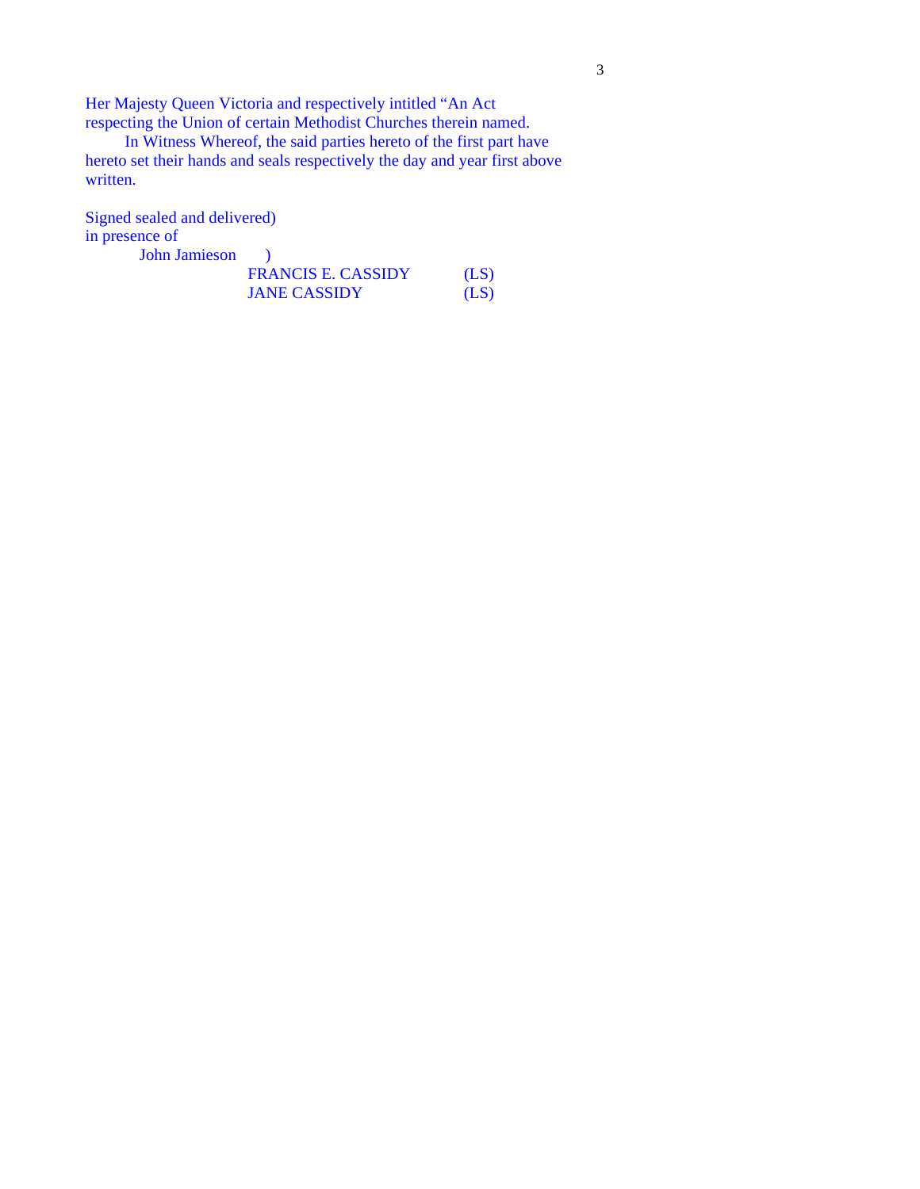Her Majesty Queen Victoria and respectively intitled “An Act respecting the Union of certain Methodist Churches therein named.

In Witness Whereof, the said parties hereto of the first part have hereto set their hands and seals respectively the day and year first above written.

Signed sealed and delivered)
in presence of
John Jamieson )

FRANCIS E. CASSIDY (LS)
JANE CASSIDY (LS)